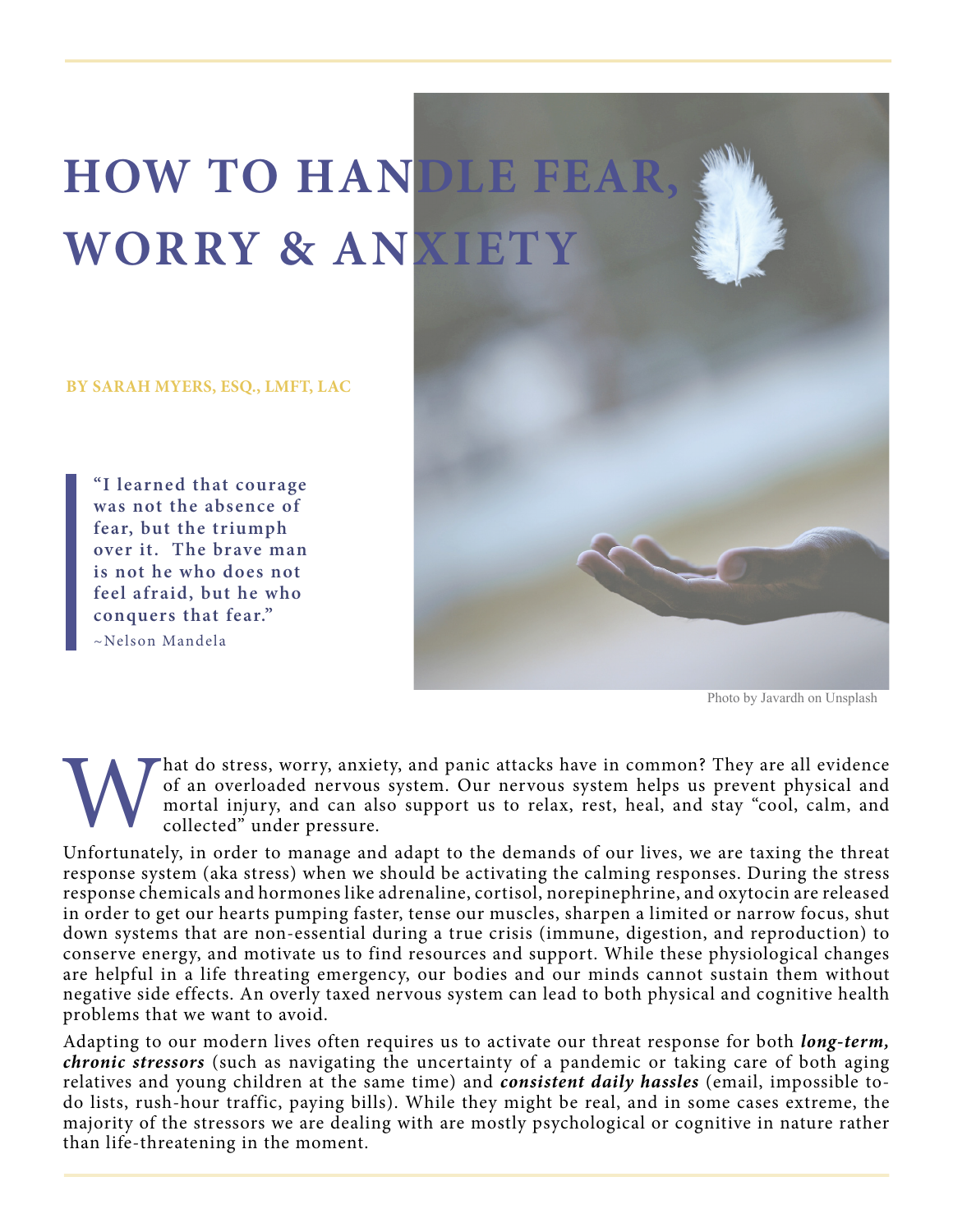# HOW TO HANDLE FEAR, WORRY & ANXIETY

**BY SARAH MYERS, ESQ., LMFT, LAC**

> **"I learned that courage was not the absence of fear, but the triumph over it. The brave man is not he who does not feel afraid, but he who conquers that fear."**
> ~Nelson Mandela

Photo by Javardh on Unsplash

What do stress, worry, anxiety, and panic attacks have in common? They are all evidence of an overloaded nervous system. Our nervous system helps us prevent physical and mortal injury, and can also support us to relax, rest, heal, and stay "cool, calm, and collected" under pressure.

Unfortunately, in order to manage and adapt to the demands of our lives, we are taxing the threat response system (aka stress) when we should be activating the calming responses. During the stress response chemicals and hormones like adrenaline, cortisol, norepinephrine, and oxytocin are released in order to get our hearts pumping faster, tense our muscles, sharpen a limited or narrow focus, shut down systems that are non-essential during a true crisis (immune, digestion, and reproduction) to conserve energy, and motivate us to find resources and support. While these physiological changes are helpful in a life threating emergency, our bodies and our minds cannot sustain them without negative side effects. An overly taxed nervous system can lead to both physical and cognitive health problems that we want to avoid.

Adapting to our modern lives often requires us to activate our threat response for both ***long-term, chronic stressors*** (such as navigating the uncertainty of a pandemic or taking care of both aging relatives and young children at the same time) and ***consistent daily hassles*** (email, impossible to-do lists, rush-hour traffic, paying bills). While they might be real, and in some cases extreme, the majority of the stressors we are dealing with are mostly psychological or cognitive in nature rather than life-threatening in the moment.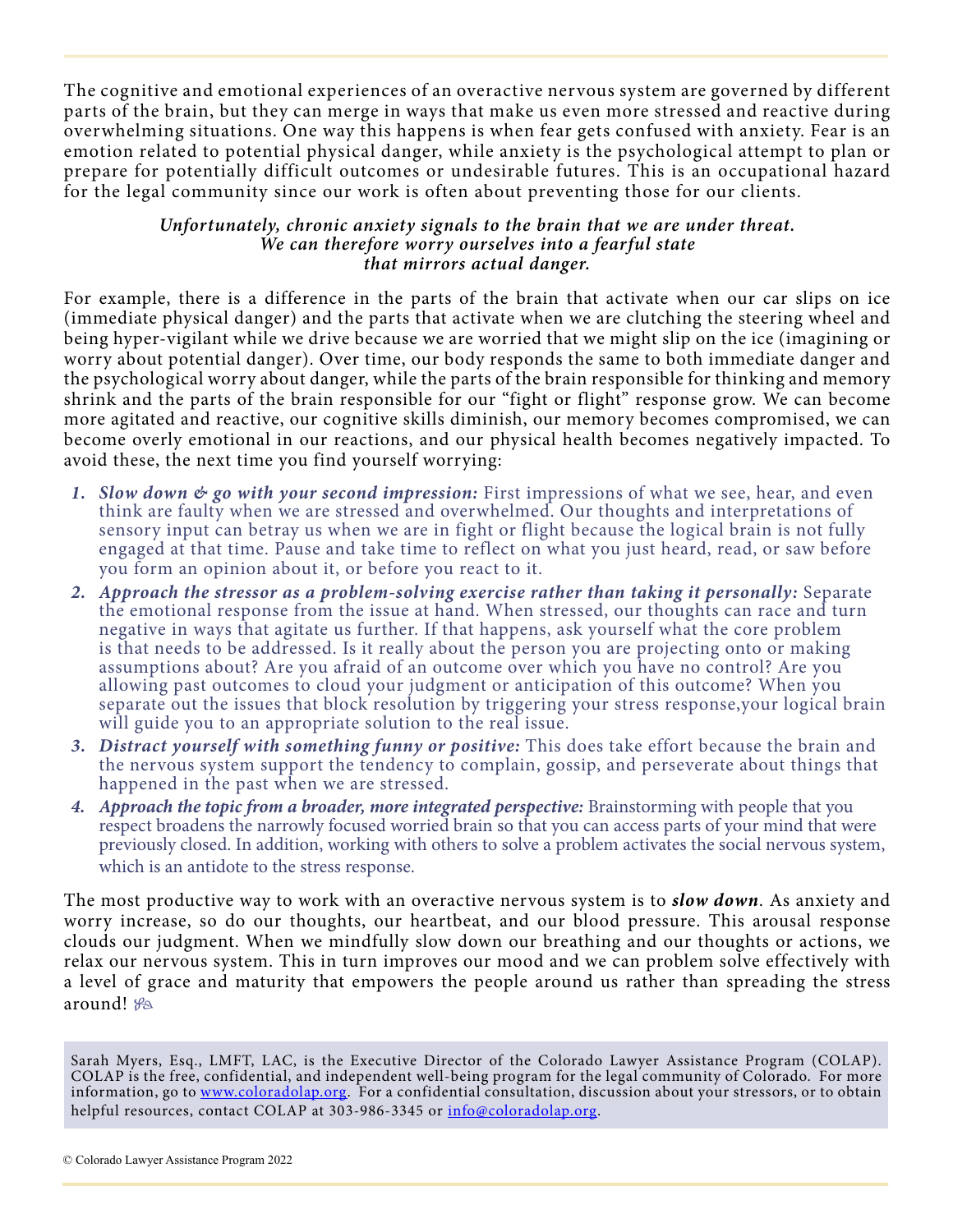The cognitive and emotional experiences of an overactive nervous system are governed by different parts of the brain, but they can merge in ways that make us even more stressed and reactive during overwhelming situations. One way this happens is when fear gets confused with anxiety. Fear is an emotion related to potential physical danger, while anxiety is the psychological attempt to plan or prepare for potentially difficult outcomes or undesirable futures. This is an occupational hazard for the legal community since our work is often about preventing those for our clients.

***Unfortunately, chronic anxiety signals to the brain that we are under threat. We can therefore worry ourselves into a fearful state that mirrors actual danger.***

For example, there is a difference in the parts of the brain that activate when our car slips on ice (immediate physical danger) and the parts that activate when we are clutching the steering wheel and being hyper-vigilant while we drive because we are worried that we might slip on the ice (imagining or worry about potential danger). Over time, our body responds the same to both immediate danger and the psychological worry about danger, while the parts of the brain responsible for thinking and memory shrink and the parts of the brain responsible for our "fight or flight" response grow. We can become more agitated and reactive, our cognitive skills diminish, our memory becomes compromised, we can become overly emotional in our reactions, and our physical health becomes negatively impacted. To avoid these, the next time you find yourself worrying:

1. ***Slow down & go with your second impression:*** First impressions of what we see, hear, and even think are faulty when we are stressed and overwhelmed. Our thoughts and interpretations of sensory input can betray us when we are in fight or flight because the logical brain is not fully engaged at that time. Pause and take time to reflect on what you just heard, read, or saw before you form an opinion about it, or before you react to it.
2. ***Approach the stressor as a problem-solving exercise rather than taking it personally:*** Separate the emotional response from the issue at hand. When stressed, our thoughts can race and turn negative in ways that agitate us further. If that happens, ask yourself what the core problem is that needs to be addressed. Is it really about the person you are projecting onto or making assumptions about? Are you afraid of an outcome over which you have no control? Are you allowing past outcomes to cloud your judgment or anticipation of this outcome? When you separate out the issues that block resolution by triggering your stress response,your logical brain will guide you to an appropriate solution to the real issue.
3. ***Distract yourself with something funny or positive:*** This does take effort because the brain and the nervous system support the tendency to complain, gossip, and perseverate about things that happened in the past when we are stressed.
4. ***Approach the topic from a broader, more integrated perspective:*** Brainstorming with people that you respect broadens the narrowly focused worried brain so that you can access parts of your mind that were previously closed. In addition, working with others to solve a problem activates the social nervous system, which is an antidote to the stress response.

The most productive way to work with an overactive nervous system is to ***slow down***. As anxiety and worry increase, so do our thoughts, our heartbeat, and our blood pressure. This arousal response clouds our judgment. When we mindfully slow down our breathing and our thoughts or actions, we relax our nervous system. This in turn improves our mood and we can problem solve effectively with a level of grace and maturity that empowers the people around us rather than spreading the stress around!

Sarah Myers, Esq., LMFT, LAC, is the Executive Director of the Colorado Lawyer Assistance Program (COLAP). COLAP is the free, confidential, and independent well-being program for the legal community of Colorado. For more information, go to www.coloradolap.org. For a confidential consultation, discussion about your stressors, or to obtain helpful resources, contact COLAP at 303-986-3345 or info@coloradolap.org.

© Colorado Lawyer Assistance Program 2022